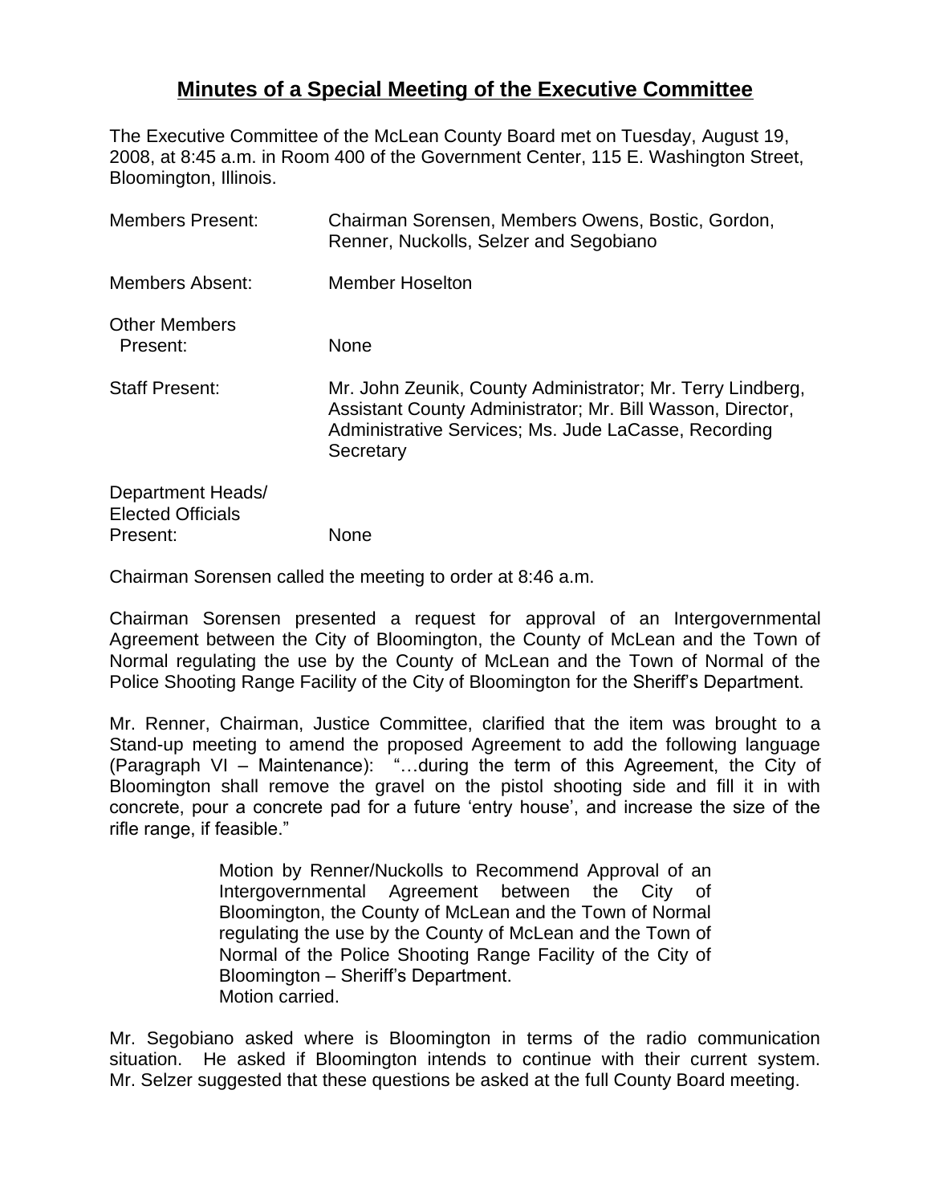# Minutes of a Special Meeting of the Executive Committee

The Executive Committee of the McLean County Board met on Tuesday, August 19, 2008, at 8:45 a.m. in Room 400 of the Government Center, 115 E. Washington Street, Bloomington, Illinois.

| | |
|---|---|
| Members Present: | Chairman Sorensen, Members Owens, Bostic, Gordon, Renner, Nuckolls, Selzer and Segobiano |
| Members Absent: | Member Hoselton |
| Other Members Present: | None |
| Staff Present: | Mr. John Zeunik, County Administrator; Mr. Terry Lindberg, Assistant County Administrator; Mr. Bill Wasson, Director, Administrative Services; Ms. Jude LaCasse, Recording Secretary |
| Department Heads/ Elected Officials Present: | None |

Chairman Sorensen called the meeting to order at 8:46 a.m.

Chairman Sorensen presented a request for approval of an Intergovernmental Agreement between the City of Bloomington, the County of McLean and the Town of Normal regulating the use by the County of McLean and the Town of Normal of the Police Shooting Range Facility of the City of Bloomington for the Sheriff's Department.

Mr. Renner, Chairman, Justice Committee, clarified that the item was brought to a Stand-up meeting to amend the proposed Agreement to add the following language (Paragraph VI – Maintenance): "…during the term of this Agreement, the City of Bloomington shall remove the gravel on the pistol shooting side and fill it in with concrete, pour a concrete pad for a future 'entry house', and increase the size of the rifle range, if feasible."

> Motion by Renner/Nuckolls to Recommend Approval of an Intergovernmental Agreement between the City of Bloomington, the County of McLean and the Town of Normal regulating the use by the County of McLean and the Town of Normal of the Police Shooting Range Facility of the City of Bloomington – Sheriff's Department.
> Motion carried.

Mr. Segobiano asked where is Bloomington in terms of the radio communication situation. He asked if Bloomington intends to continue with their current system. Mr. Selzer suggested that these questions be asked at the full County Board meeting.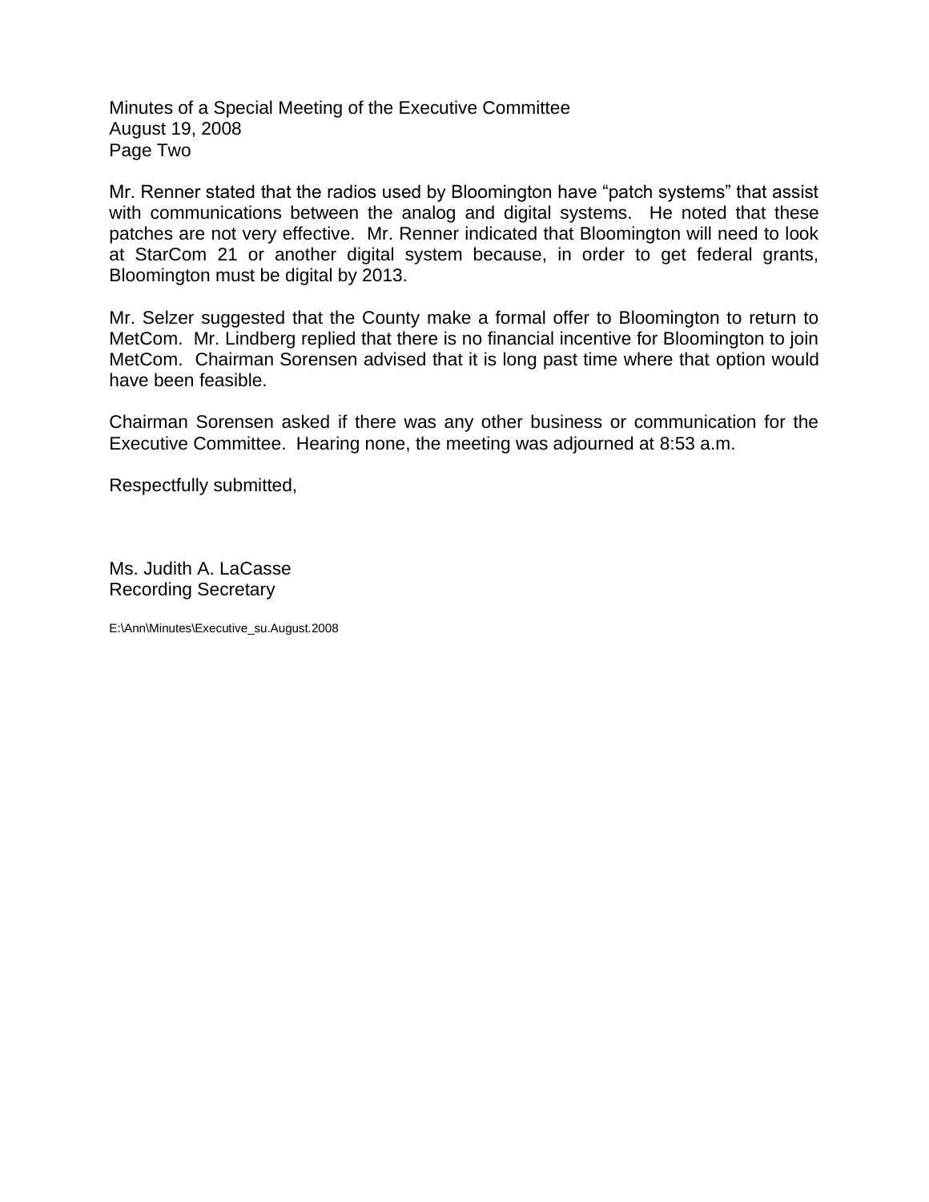Mr. Renner stated that the radios used by Bloomington have "patch systems" that assist with communications between the analog and digital systems. He noted that these patches are not very effective. Mr. Renner indicated that Bloomington will need to look at StarCom 21 or another digital system because, in order to get federal grants, Bloomington must be digital by 2013.

Mr. Selzer suggested that the County make a formal offer to Bloomington to return to MetCom. Mr. Lindberg replied that there is no financial incentive for Bloomington to join MetCom. Chairman Sorensen advised that it is long past time where that option would have been feasible.

Chairman Sorensen asked if there was any other business or communication for the Executive Committee. Hearing none, the meeting was adjourned at 8:53 a.m.

Respectfully submitted,

Ms. Judith A. LaCasse
Recording Secretary

E:\Ann\Minutes\Executive_su.August.2008